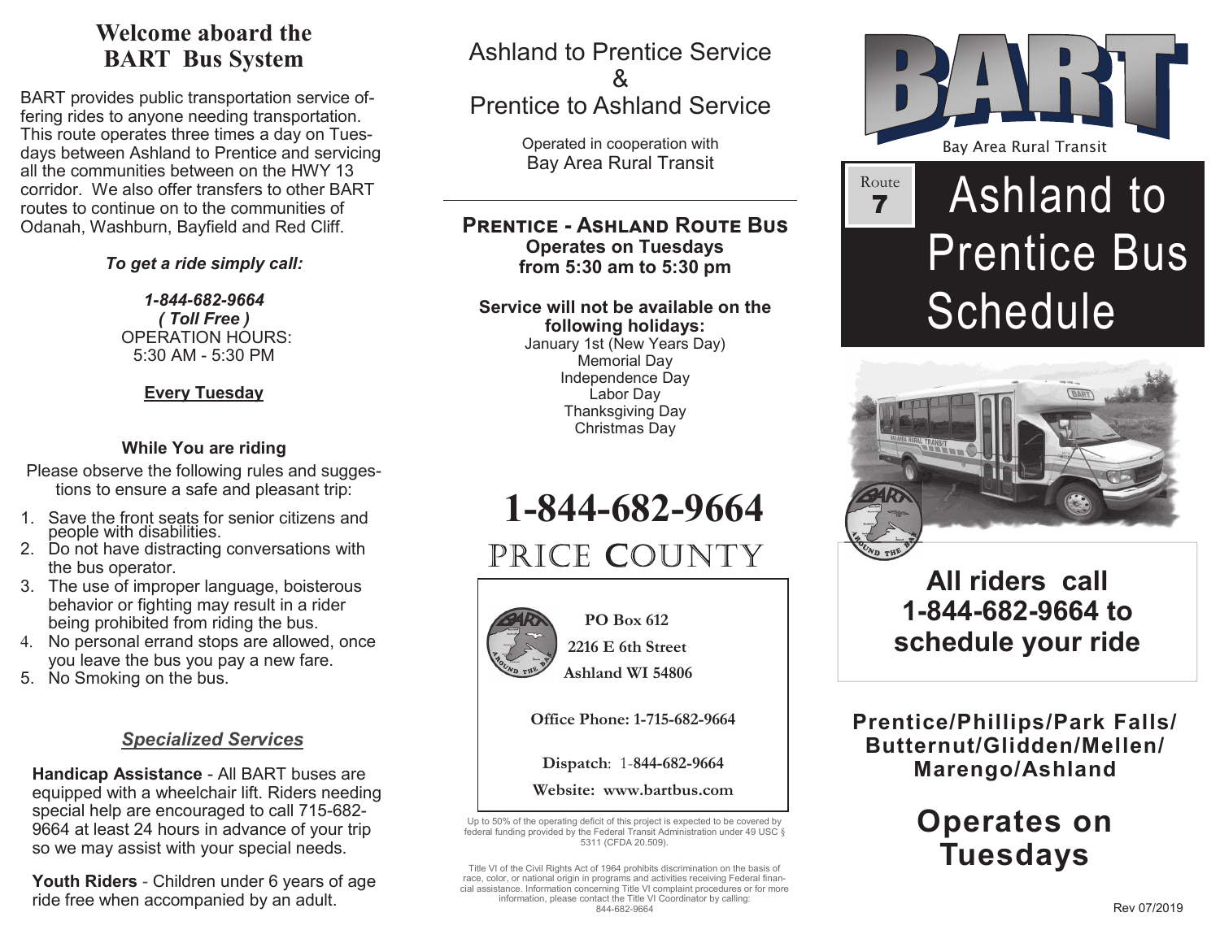## Welcome aboard the BART Bus System

BART provides public transportation service offering rides to anyone needing transportation. This route operates three times a day on Tuesdays between Ashland to Prentice and servicing all the communities between on the HWY 13 corridor. We also offer transfers to other BART routes to continue on to the communities of Odanah, Washburn, Bayfield and Red Cliff.

***To get a ride simply call:***

***1-844-682-9664***
***( Toll Free )***
OPERATION HOURS:
5:30 AM - 5:30 PM

**Every Tuesday**

**While You are riding**

Please observe the following rules and suggestions to ensure a safe and pleasant trip:

1. Save the front seats for senior citizens and people with disabilities.
2. Do not have distracting conversations with the bus operator.
3. The use of improper language, boisterous behavior or fighting may result in a rider being prohibited from riding the bus.
4. No personal errand stops are allowed, once you leave the bus you pay a new fare.
5. No Smoking on the bus.

***Specialized Services***

**Handicap Assistance** - All BART buses are equipped with a wheelchair lift. Riders needing special help are encouraged to call 715-682-9664 at least 24 hours in advance of your trip so we may assist with your special needs.

**Youth Riders** - Children under 6 years of age ride free when accompanied by an adult.

## Ashland to Prentice Service & Prentice to Ashland Service

Operated in cooperation with
Bay Area Rural Transit

---

**Prentice - Ashland Route Bus**
**Operates on Tuesdays from 5:30 am to 5:30 pm**

**Service will not be available on the following holidays:**
January 1st (New Years Day)
Memorial Day
Independence Day
Labor Day
Thanksgiving Day
Christmas Day

# 1-844-682-9664

## PRICE COUNTY

**PO Box 612**
**2216 E 6th Street**
**Ashland WI 54806**

**Office Phone: 1-715-682-9664**

**Dispatch**: 1-**844-682-9664**

**Website: www.bartbus.com**

Up to 50% of the operating deficit of this project is expected to be covered by federal funding provided by the Federal Transit Administration under 49 USC § 5311 (CFDA 20.509).

Title VI of the Civil Rights Act of 1964 prohibits discrimination on the basis of race, color, or national origin in programs and activities receiving Federal financial assistance. Information concerning Title VI complaint procedures or for more information, please contact the Title VI Coordinator by calling: 844-682-9664

# BART

Bay Area Rural Transit

Route **7**

# Ashland to Prentice Bus Schedule

**All riders call 1-844-682-9664 to schedule your ride**

**Prentice/Phillips/Park Falls/ Butternut/Glidden/Mellen/ Marengo/Ashland**

## Operates on Tuesdays

Rev 07/2019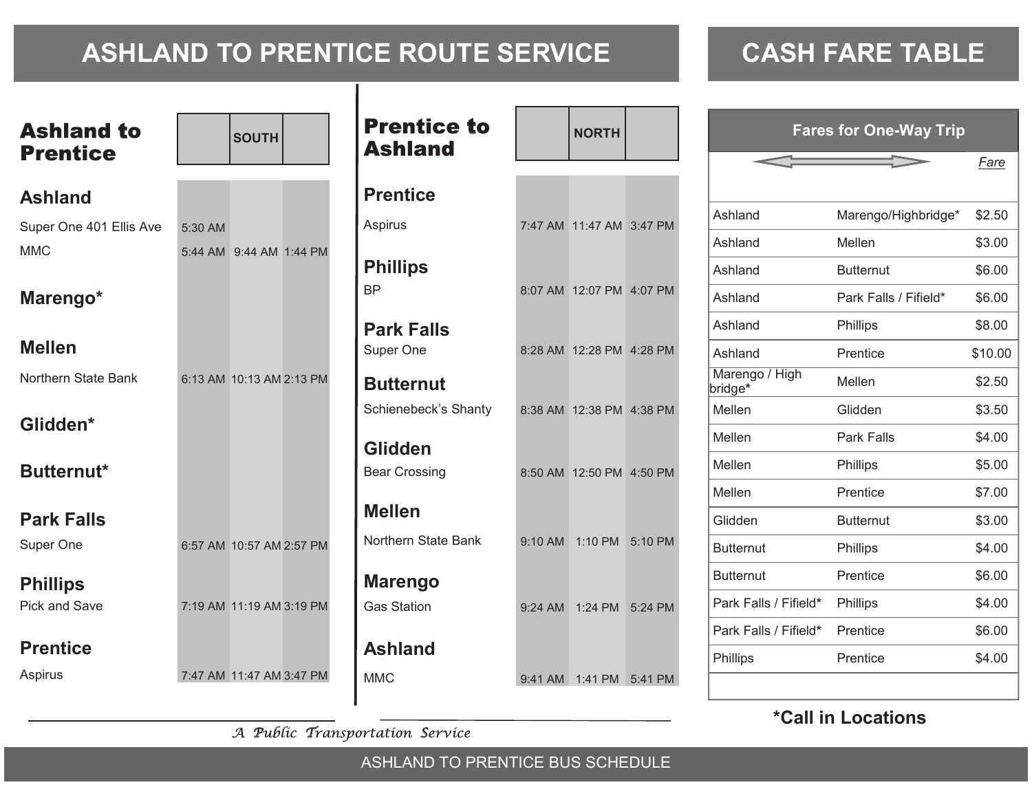# ASHLAND TO PRENTICE ROUTE SERVICE

## Ashland to Prentice

| | SOUTH | | |
|---|---|---|---|
| **Ashland** | | | |
| Super One 401 Ellis Ave | 5:30 AM | | |
| MMC | 5:44 AM | 9:44 AM | 1:44 PM |
| **Marengo*** | | | |
| **Mellen** | | | |
| Northern State Bank | 6:13 AM | 10:13 AM | 2:13 PM |
| **Glidden*** | | | |
| **Butternut*** | | | |
| **Park Falls** | | | |
| Super One | 6:57 AM | 10:57 AM | 2:57 PM |
| **Phillips** | | | |
| Pick and Save | 7:19 AM | 11:19 AM | 3:19 PM |
| **Prentice** | | | |
| Aspirus | 7:47 AM | 11:47 AM | 3:47 PM |

## Prentice to Ashland

| | NORTH | | |
|---|---|---|---|
| **Prentice** | | | |
| Aspirus | 7:47 AM | 11:47 AM | 3:47 PM |
| **Phillips** | | | |
| BP | 8:07 AM | 12:07 PM | 4:07 PM |
| **Park Falls** | | | |
| Super One | 8:28 AM | 12:28 PM | 4:28 PM |
| **Butternut** | | | |
| Schienebeck's Shanty | 8:38 AM | 12:38 PM | 4:38 PM |
| **Glidden** | | | |
| Bear Crossing | 8:50 AM | 12:50 PM | 4:50 PM |
| **Mellen** | | | |
| Northern State Bank | 9:10 AM | 1:10 PM | 5:10 PM |
| **Marengo** | | | |
| Gas Station | 9:24 AM | 1:24 PM | 5:24 PM |
| **Ashland** | | | |
| MMC | 9:41 AM | 1:41 PM | 5:41 PM |

*A Public Transportation Service*

# CASH FARE TABLE

| Fares for One-Way Trip | | |
|---|---|---|
| ⟷ | | *Fare* |
| Ashland | Marengo/Highbridge* | $2.50 |
| Ashland | Mellen | $3.00 |
| Ashland | Butternut | $6.00 |
| Ashland | Park Falls / Fifield* | $6.00 |
| Ashland | Phillips | $8.00 |
| Ashland | Prentice | $10.00 |
| Marengo / High bridge* | Mellen | $2.50 |
| Mellen | Glidden | $3.50 |
| Mellen | Park Falls | $4.00 |
| Mellen | Phillips | $5.00 |
| Mellen | Prentice | $7.00 |
| Glidden | Butternut | $3.00 |
| Butternut | Phillips | $4.00 |
| Butternut | Prentice | $6.00 |
| Park Falls / Fifield* | Phillips | $4.00 |
| Park Falls / Fifield* | Prentice | $6.00 |
| Phillips | Prentice | $4.00 |

**\*Call in Locations**

ASHLAND TO PRENTICE BUS SCHEDULE